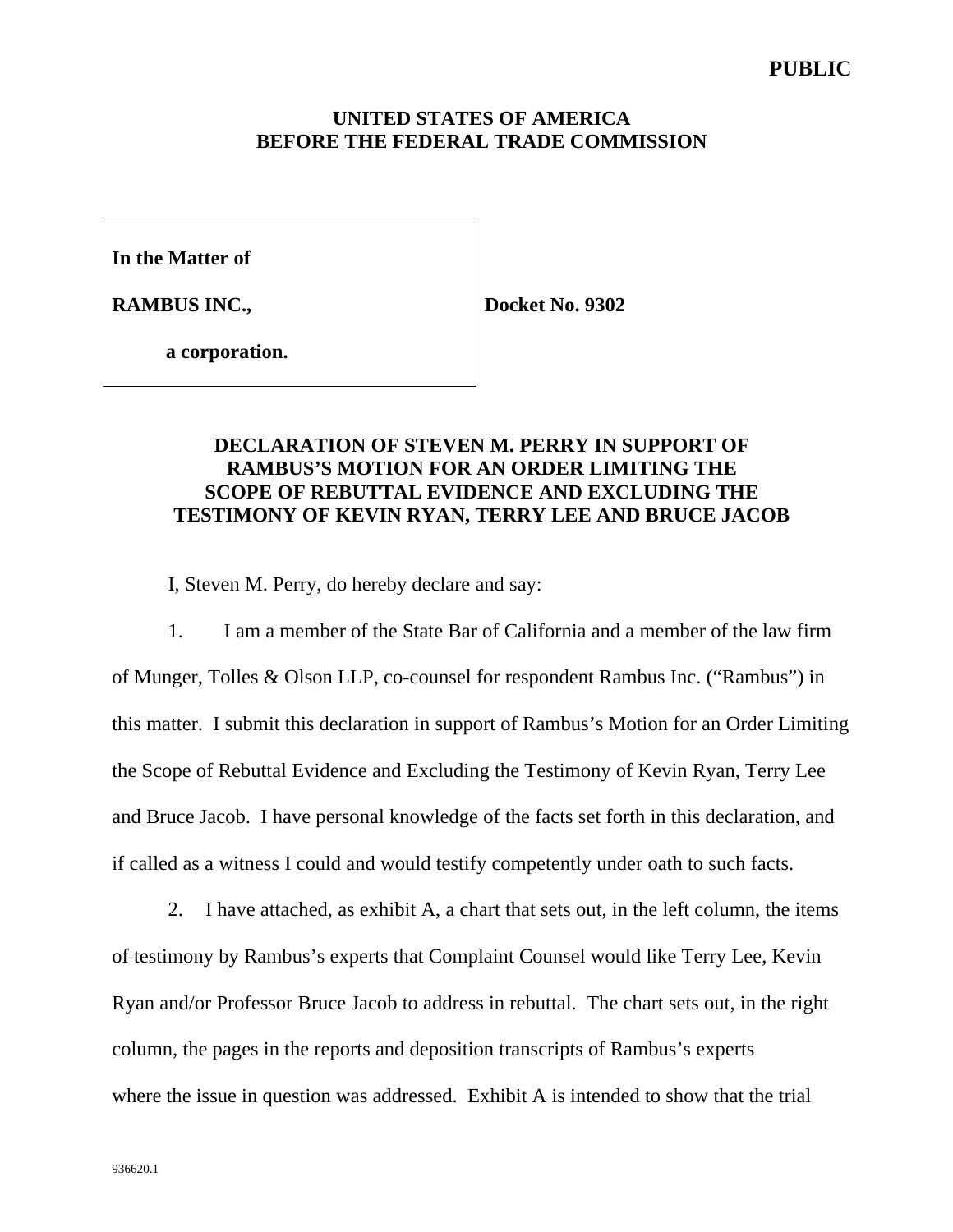**PUBLIC**

**UNITED STATES OF AMERICA**
**BEFORE THE FEDERAL TRADE COMMISSION**

| | |
|---|---|
| **In the Matter of**<br><br>**RAMBUS INC.,**<br><br>**a corporation.** | **Docket No. 9302** |

## DECLARATION OF STEVEN M. PERRY IN SUPPORT OF RAMBUS'S MOTION FOR AN ORDER LIMITING THE SCOPE OF REBUTTAL EVIDENCE AND EXCLUDING THE TESTIMONY OF KEVIN RYAN, TERRY LEE AND BRUCE JACOB

I, Steven M. Perry, do hereby declare and say:

1. I am a member of the State Bar of California and a member of the law firm of Munger, Tolles & Olson LLP, co-counsel for respondent Rambus Inc. ("Rambus") in this matter. I submit this declaration in support of Rambus's Motion for an Order Limiting the Scope of Rebuttal Evidence and Excluding the Testimony of Kevin Ryan, Terry Lee and Bruce Jacob. I have personal knowledge of the facts set forth in this declaration, and if called as a witness I could and would testify competently under oath to such facts.

2. I have attached, as exhibit A, a chart that sets out, in the left column, the items of testimony by Rambus's experts that Complaint Counsel would like Terry Lee, Kevin Ryan and/or Professor Bruce Jacob to address in rebuttal. The chart sets out, in the right column, the pages in the reports and deposition transcripts of Rambus's experts where the issue in question was addressed. Exhibit A is intended to show that the trial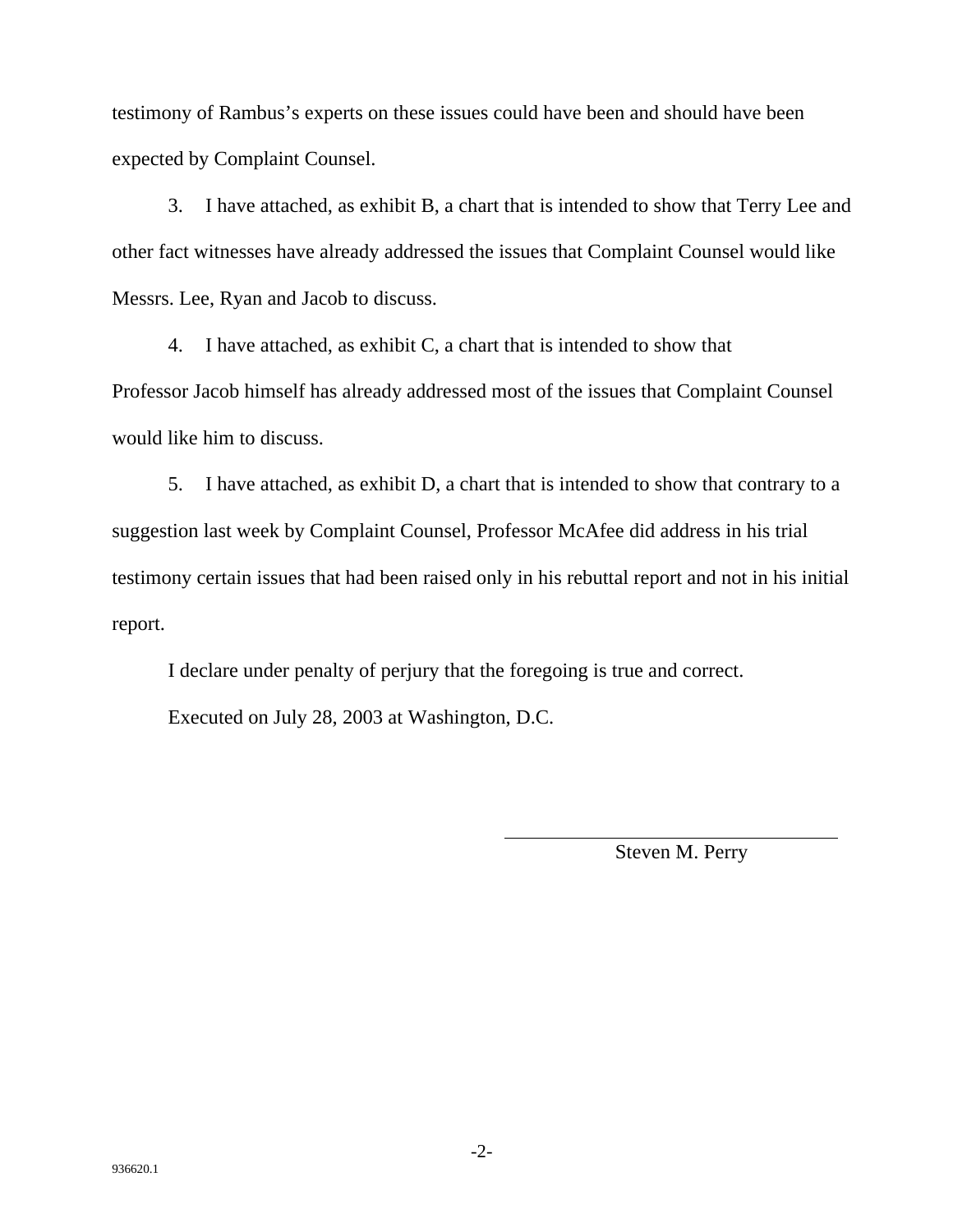testimony of Rambus's experts on these issues could have been and should have been expected by Complaint Counsel.

3. I have attached, as exhibit B, a chart that is intended to show that Terry Lee and other fact witnesses have already addressed the issues that Complaint Counsel would like Messrs. Lee, Ryan and Jacob to discuss.

4. I have attached, as exhibit C, a chart that is intended to show that Professor Jacob himself has already addressed most of the issues that Complaint Counsel would like him to discuss.

5. I have attached, as exhibit D, a chart that is intended to show that contrary to a suggestion last week by Complaint Counsel, Professor McAfee did address in his trial testimony certain issues that had been raised only in his rebuttal report and not in his initial report.

I declare under penalty of perjury that the foregoing is true and correct.

Executed on July 28, 2003 at Washington, D.C.

\_\_\_\_\_\_\_\_\_\_\_\_\_\_\_\_\_\_\_\_\_\_\_\_\_\_\_\_\_\_\_\_

Steven M. Perry

936620.1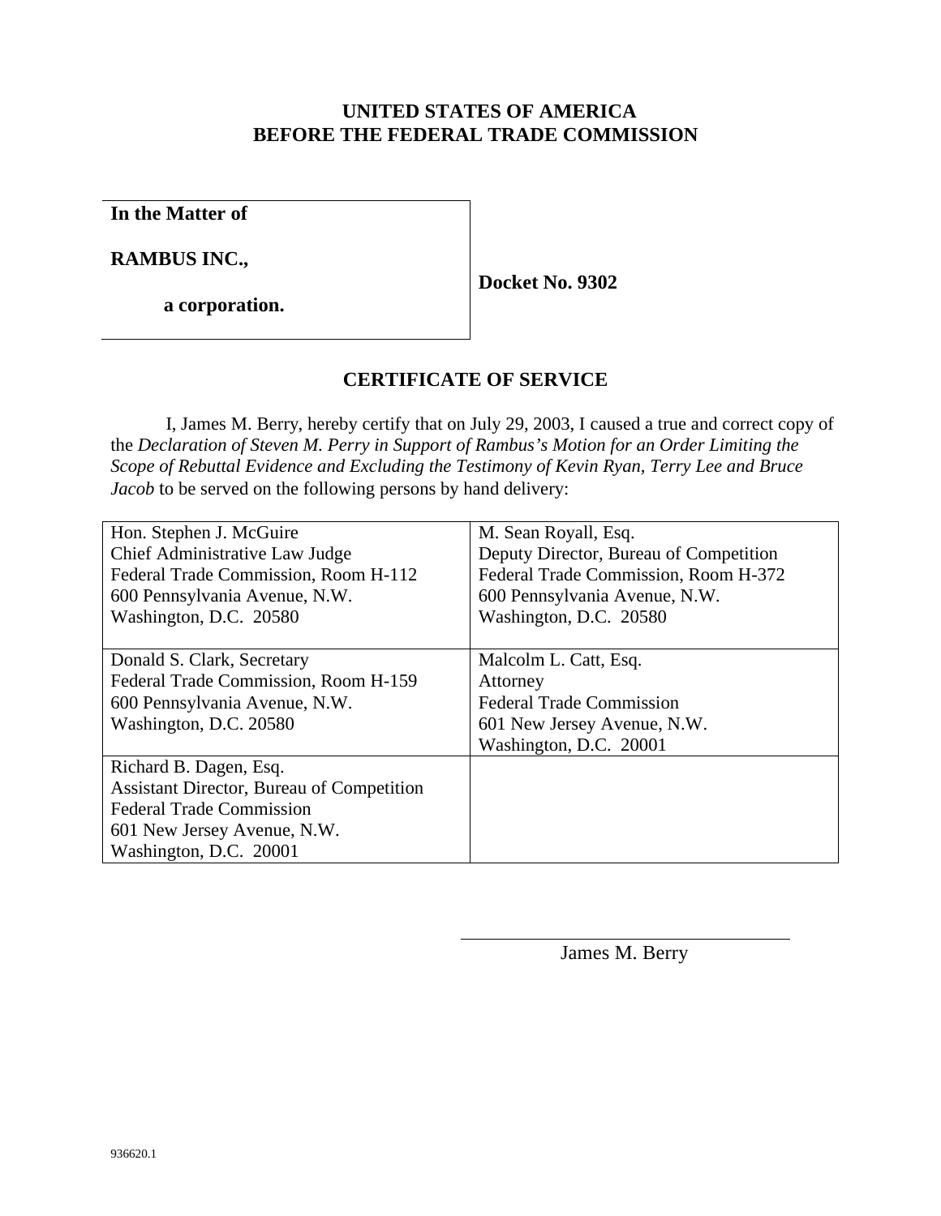**UNITED STATES OF AMERICA**
**BEFORE THE FEDERAL TRADE COMMISSION**

| In the Matter of<br><br>RAMBUS INC.,<br><br>a corporation. | Docket No. 9302 |
|---|---|

## CERTIFICATE OF SERVICE

I, James M. Berry, hereby certify that on July 29, 2003, I caused a true and correct copy of the *Declaration of Steven M. Perry in Support of Rambus's Motion for an Order Limiting the Scope of Rebuttal Evidence and Excluding the Testimony of Kevin Ryan, Terry Lee and Bruce Jacob* to be served on the following persons by hand delivery:

| | |
|---|---|
| Hon. Stephen J. McGuire<br>Chief Administrative Law Judge<br>Federal Trade Commission, Room H-112<br>600 Pennsylvania Avenue, N.W.<br>Washington, D.C. 20580 | M. Sean Royall, Esq.<br>Deputy Director, Bureau of Competition<br>Federal Trade Commission, Room H-372<br>600 Pennsylvania Avenue, N.W.<br>Washington, D.C. 20580 |
| Donald S. Clark, Secretary<br>Federal Trade Commission, Room H-159<br>600 Pennsylvania Avenue, N.W.<br>Washington, D.C. 20580 | Malcolm L. Catt, Esq.<br>Attorney<br>Federal Trade Commission<br>601 New Jersey Avenue, N.W.<br>Washington, D.C. 20001 |
| Richard B. Dagen, Esq.<br>Assistant Director, Bureau of Competition<br>Federal Trade Commission<br>601 New Jersey Avenue, N.W.<br>Washington, D.C. 20001 | |

James M. Berry

936620.1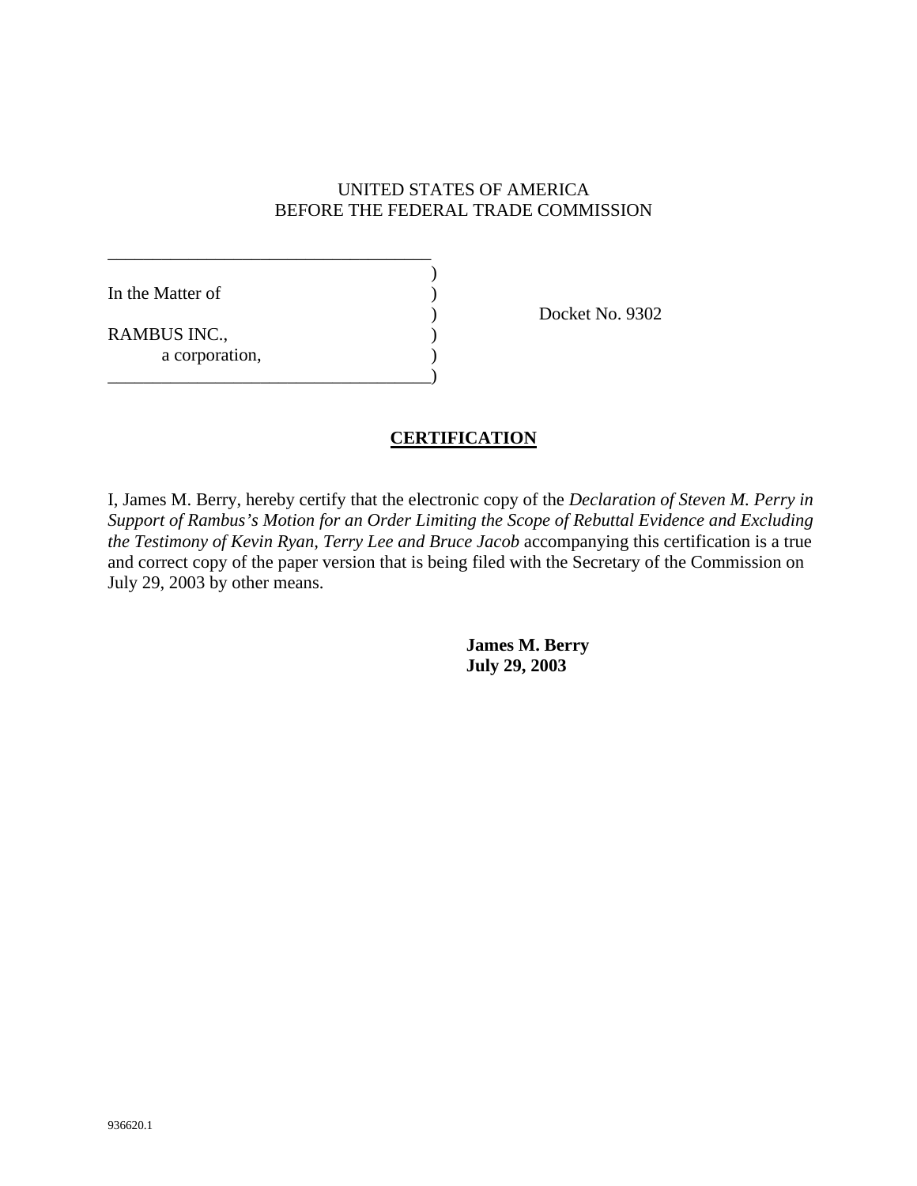UNITED STATES OF AMERICA
BEFORE THE FEDERAL TRADE COMMISSION

| | | |
|---|---|---|
| In the Matter of | ) | |
| | ) | Docket No. 9302 |
| RAMBUS INC., a corporation, | ) | |

## CERTIFICATION

I, James M. Berry, hereby certify that the electronic copy of the *Declaration of Steven M. Perry in Support of Rambus's Motion for an Order Limiting the Scope of Rebuttal Evidence and Excluding the Testimony of Kevin Ryan, Terry Lee and Bruce Jacob* accompanying this certification is a true and correct copy of the paper version that is being filed with the Secretary of the Commission on July 29, 2003 by other means.

**James M. Berry**
**July 29, 2003**

936620.1